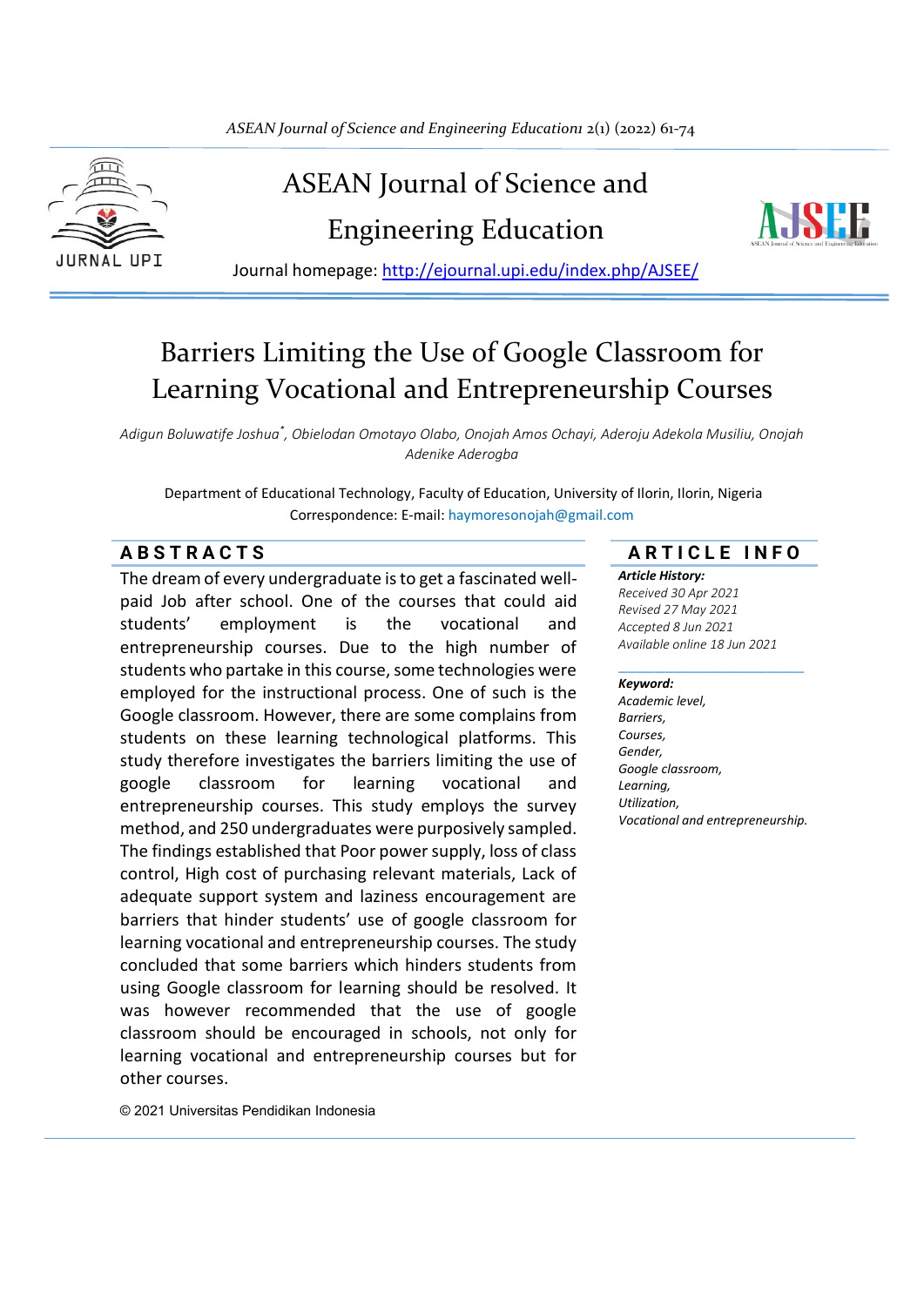# ASEAN Journal of Science and Engineering Education

Journal homepage: http://ejournal.upi.edu/index.php/AJSEE/

# Barriers Limiting the Use of Google Classroom for Learning Vocational and Entrepreneurship Courses

*Adigun Boluwatife Joshua\*, Obielodan Omotayo Olabo, Onojah Amos Ochayi, Aderoju Adekola Musiliu, Onojah Adenike Aderogba*

Department of Educational Technology, Faculty of Education, University of Ilorin, Ilorin, Nigeria

Correspondence: E-mail: haymoresonojah@gmail.com

## ABSTRACTS

The dream of every undergraduate is to get a fascinated well-paid Job after school. One of the courses that could aid students' employment is the vocational and entrepreneurship courses. Due to the high number of students who partake in this course, some technologies were employed for the instructional process. One of such is the Google classroom. However, there are some complains from students on these learning technological platforms. This study therefore investigates the barriers limiting the use of google classroom for learning vocational and entrepreneurship courses. This study employs the survey method, and 250 undergraduates were purposively sampled. The findings established that Poor power supply, loss of class control, High cost of purchasing relevant materials, Lack of adequate support system and laziness encouragement are barriers that hinder students' use of google classroom for learning vocational and entrepreneurship courses. The study concluded that some barriers which hinders students from using Google classroom for learning should be resolved. It was however recommended that the use of google classroom should be encouraged in schools, not only for learning vocational and entrepreneurship courses but for other courses.

© 2021 Universitas Pendidikan Indonesia

## ARTICLE INFO

***Article History:***

*Received 30 Apr 2021*
*Revised 27 May 2021*
*Accepted 8 Jun 2021*
*Available online 18 Jun 2021*

***Keyword:***

*Academic level,*
*Barriers,*
*Courses,*
*Gender,*
*Google classroom,*
*Learning,*
*Utilization,*
*Vocational and entrepreneurship.*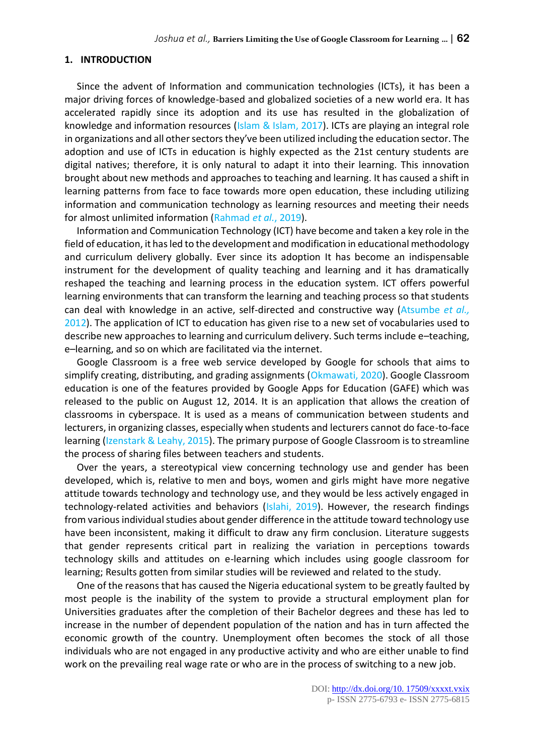## 1. INTRODUCTION

Since the advent of Information and communication technologies (ICTs), it has been a major driving forces of knowledge-based and globalized societies of a new world era. It has accelerated rapidly since its adoption and its use has resulted in the globalization of knowledge and information resources (Islam & Islam, 2017). ICTs are playing an integral role in organizations and all other sectors they've been utilized including the education sector. The adoption and use of ICTs in education is highly expected as the 21st century students are digital natives; therefore, it is only natural to adapt it into their learning. This innovation brought about new methods and approaches to teaching and learning. It has caused a shift in learning patterns from face to face towards more open education, these including utilizing information and communication technology as learning resources and meeting their needs for almost unlimited information (Rahmad *et al.*, 2019).

Information and Communication Technology (ICT) have become and taken a key role in the field of education, it has led to the development and modification in educational methodology and curriculum delivery globally. Ever since its adoption It has become an indispensable instrument for the development of quality teaching and learning and it has dramatically reshaped the teaching and learning process in the education system. ICT offers powerful learning environments that can transform the learning and teaching process so that students can deal with knowledge in an active, self-directed and constructive way (Atsumbe *et al.,* 2012). The application of ICT to education has given rise to a new set of vocabularies used to describe new approaches to learning and curriculum delivery. Such terms include e–teaching, e–learning, and so on which are facilitated via the internet.

Google Classroom is a free web service developed by Google for schools that aims to simplify creating, distributing, and grading assignments (Okmawati, 2020). Google Classroom education is one of the features provided by Google Apps for Education (GAFE) which was released to the public on August 12, 2014. It is an application that allows the creation of classrooms in cyberspace. It is used as a means of communication between students and lecturers, in organizing classes, especially when students and lecturers cannot do face-to-face learning (Izenstark & Leahy, 2015). The primary purpose of Google Classroom is to streamline the process of sharing files between teachers and students.

Over the years, a stereotypical view concerning technology use and gender has been developed, which is, relative to men and boys, women and girls might have more negative attitude towards technology and technology use, and they would be less actively engaged in technology-related activities and behaviors (Islahi, 2019). However, the research findings from various individual studies about gender difference in the attitude toward technology use have been inconsistent, making it difficult to draw any firm conclusion. Literature suggests that gender represents critical part in realizing the variation in perceptions towards technology skills and attitudes on e-learning which includes using google classroom for learning; Results gotten from similar studies will be reviewed and related to the study.

One of the reasons that has caused the Nigeria educational system to be greatly faulted by most people is the inability of the system to provide a structural employment plan for Universities graduates after the completion of their Bachelor degrees and these has led to increase in the number of dependent population of the nation and has in turn affected the economic growth of the country. Unemployment often becomes the stock of all those individuals who are not engaged in any productive activity and who are either unable to find work on the prevailing real wage rate or who are in the process of switching to a new job.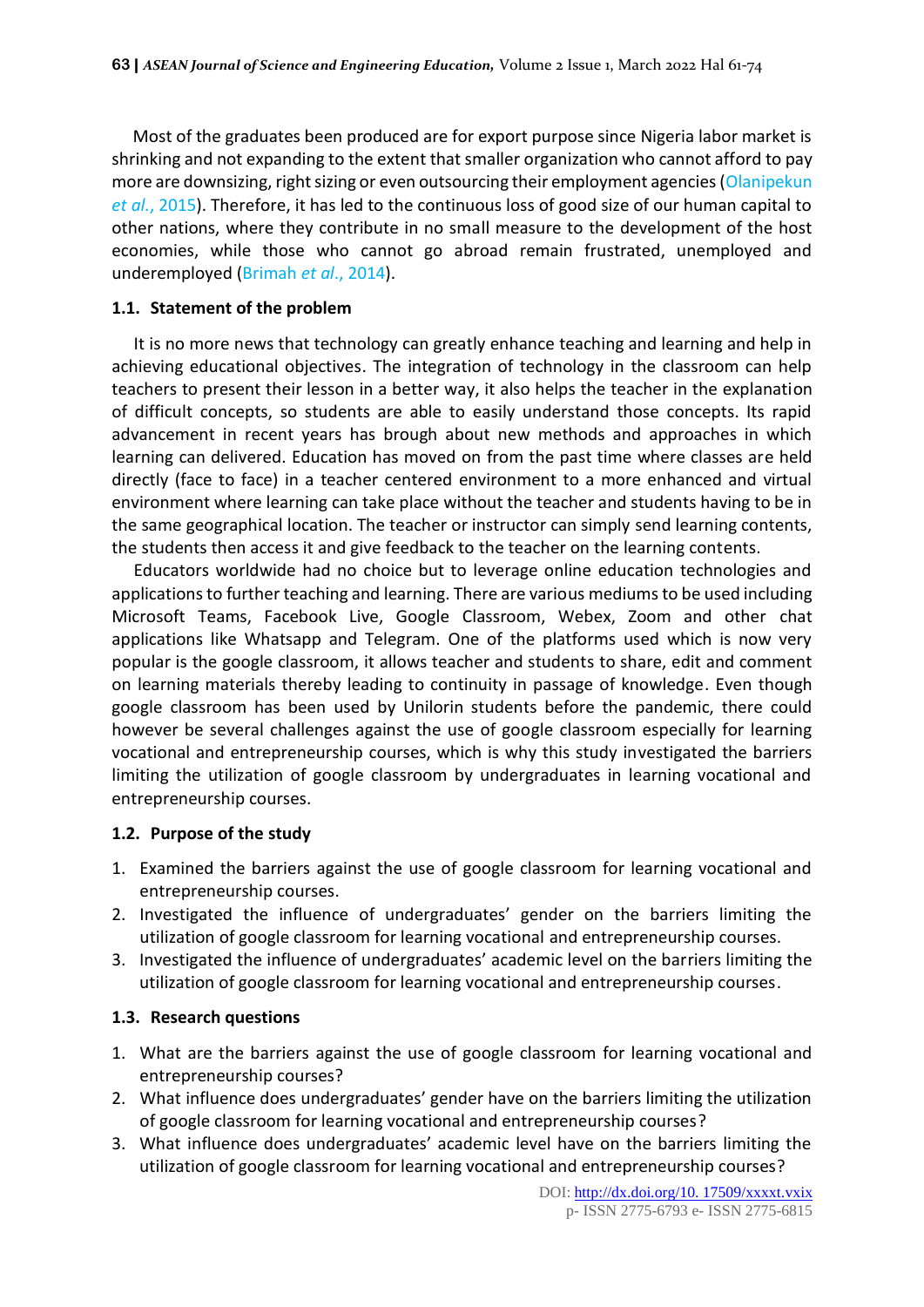Most of the graduates been produced are for export purpose since Nigeria labor market is shrinking and not expanding to the extent that smaller organization who cannot afford to pay more are downsizing, right sizing or even outsourcing their employment agencies (Olanipekun *et al*., 2015). Therefore, it has led to the continuous loss of good size of our human capital to other nations, where they contribute in no small measure to the development of the host economies, while those who cannot go abroad remain frustrated, unemployed and underemployed (Brimah *et al*., 2014).

### 1.1. Statement of the problem

It is no more news that technology can greatly enhance teaching and learning and help in achieving educational objectives. The integration of technology in the classroom can help teachers to present their lesson in a better way, it also helps the teacher in the explanation of difficult concepts, so students are able to easily understand those concepts. Its rapid advancement in recent years has brough about new methods and approaches in which learning can delivered. Education has moved on from the past time where classes are held directly (face to face) in a teacher centered environment to a more enhanced and virtual environment where learning can take place without the teacher and students having to be in the same geographical location. The teacher or instructor can simply send learning contents, the students then access it and give feedback to the teacher on the learning contents.

Educators worldwide had no choice but to leverage online education technologies and applications to further teaching and learning. There are various mediums to be used including Microsoft Teams, Facebook Live, Google Classroom, Webex, Zoom and other chat applications like Whatsapp and Telegram. One of the platforms used which is now very popular is the google classroom, it allows teacher and students to share, edit and comment on learning materials thereby leading to continuity in passage of knowledge. Even though google classroom has been used by Unilorin students before the pandemic, there could however be several challenges against the use of google classroom especially for learning vocational and entrepreneurship courses, which is why this study investigated the barriers limiting the utilization of google classroom by undergraduates in learning vocational and entrepreneurship courses.

### 1.2. Purpose of the study

1. Examined the barriers against the use of google classroom for learning vocational and entrepreneurship courses.
2. Investigated the influence of undergraduates' gender on the barriers limiting the utilization of google classroom for learning vocational and entrepreneurship courses.
3. Investigated the influence of undergraduates' academic level on the barriers limiting the utilization of google classroom for learning vocational and entrepreneurship courses.

### 1.3. Research questions

1. What are the barriers against the use of google classroom for learning vocational and entrepreneurship courses?
2. What influence does undergraduates' gender have on the barriers limiting the utilization of google classroom for learning vocational and entrepreneurship courses?
3. What influence does undergraduates' academic level have on the barriers limiting the utilization of google classroom for learning vocational and entrepreneurship courses?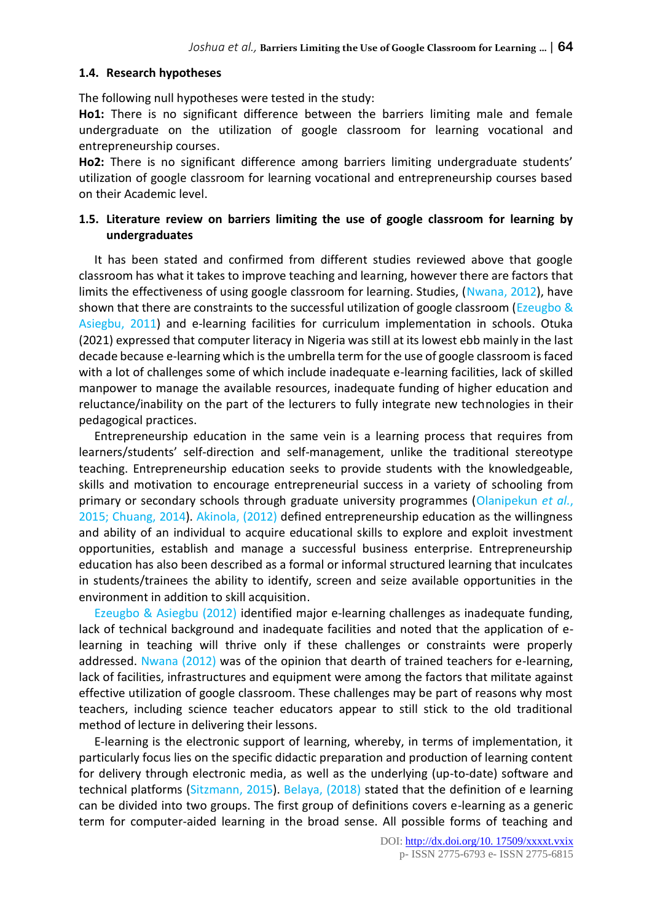### 1.4. Research hypotheses

The following null hypotheses were tested in the study:

**Ho1:** There is no significant difference between the barriers limiting male and female undergraduate on the utilization of google classroom for learning vocational and entrepreneurship courses.

**Ho2:** There is no significant difference among barriers limiting undergraduate students' utilization of google classroom for learning vocational and entrepreneurship courses based on their Academic level.

### 1.5. Literature review on barriers limiting the use of google classroom for learning by undergraduates

It has been stated and confirmed from different studies reviewed above that google classroom has what it takes to improve teaching and learning, however there are factors that limits the effectiveness of using google classroom for learning. Studies, (Nwana, 2012), have shown that there are constraints to the successful utilization of google classroom (Ezeugbo & Asiegbu, 2011) and e-learning facilities for curriculum implementation in schools. Otuka (2021) expressed that computer literacy in Nigeria was still at its lowest ebb mainly in the last decade because e-learning which is the umbrella term for the use of google classroom is faced with a lot of challenges some of which include inadequate e-learning facilities, lack of skilled manpower to manage the available resources, inadequate funding of higher education and reluctance/inability on the part of the lecturers to fully integrate new technologies in their pedagogical practices.

Entrepreneurship education in the same vein is a learning process that requires from learners/students' self-direction and self-management, unlike the traditional stereotype teaching. Entrepreneurship education seeks to provide students with the knowledgeable, skills and motivation to encourage entrepreneurial success in a variety of schooling from primary or secondary schools through graduate university programmes (Olanipekun *et al.*, 2015; Chuang, 2014). Akinola, (2012) defined entrepreneurship education as the willingness and ability of an individual to acquire educational skills to explore and exploit investment opportunities, establish and manage a successful business enterprise. Entrepreneurship education has also been described as a formal or informal structured learning that inculcates in students/trainees the ability to identify, screen and seize available opportunities in the environment in addition to skill acquisition.

Ezeugbo & Asiegbu (2012) identified major e-learning challenges as inadequate funding, lack of technical background and inadequate facilities and noted that the application of e-learning in teaching will thrive only if these challenges or constraints were properly addressed. Nwana (2012) was of the opinion that dearth of trained teachers for e-learning, lack of facilities, infrastructures and equipment were among the factors that militate against effective utilization of google classroom. These challenges may be part of reasons why most teachers, including science teacher educators appear to still stick to the old traditional method of lecture in delivering their lessons.

E-learning is the electronic support of learning, whereby, in terms of implementation, it particularly focus lies on the specific didactic preparation and production of learning content for delivery through electronic media, as well as the underlying (up-to-date) software and technical platforms (Sitzmann, 2015). Belaya, (2018) stated that the definition of e learning can be divided into two groups. The first group of definitions covers e-learning as a generic term for computer-aided learning in the broad sense. All possible forms of teaching and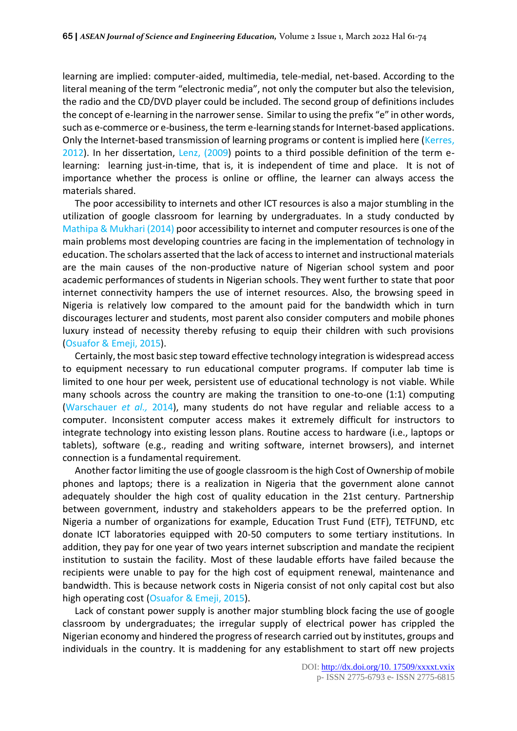learning are implied: computer-aided, multimedia, tele-medial, net-based. According to the literal meaning of the term "electronic media", not only the computer but also the television, the radio and the CD/DVD player could be included. The second group of definitions includes the concept of e-learning in the narrower sense. Similar to using the prefix "e" in other words, such as e-commerce or e-business, the term e-learning stands for Internet-based applications. Only the Internet-based transmission of learning programs or content is implied here (Kerres, 2012). In her dissertation, Lenz, (2009) points to a third possible definition of the term e-learning: learning just-in-time, that is, it is independent of time and place. It is not of importance whether the process is online or offline, the learner can always access the materials shared.

The poor accessibility to internets and other ICT resources is also a major stumbling in the utilization of google classroom for learning by undergraduates. In a study conducted by Mathipa & Mukhari (2014) poor accessibility to internet and computer resources is one of the main problems most developing countries are facing in the implementation of technology in education. The scholars asserted that the lack of access to internet and instructional materials are the main causes of the non-productive nature of Nigerian school system and poor academic performances of students in Nigerian schools. They went further to state that poor internet connectivity hampers the use of internet resources. Also, the browsing speed in Nigeria is relatively low compared to the amount paid for the bandwidth which in turn discourages lecturer and students, most parent also consider computers and mobile phones luxury instead of necessity thereby refusing to equip their children with such provisions (Osuafor & Emeji, 2015).

Certainly, the most basic step toward effective technology integration is widespread access to equipment necessary to run educational computer programs. If computer lab time is limited to one hour per week, persistent use of educational technology is not viable. While many schools across the country are making the transition to one-to-one (1:1) computing (Warschauer *et al.,* 2014), many students do not have regular and reliable access to a computer. Inconsistent computer access makes it extremely difficult for instructors to integrate technology into existing lesson plans. Routine access to hardware (i.e., laptops or tablets), software (e.g., reading and writing software, internet browsers), and internet connection is a fundamental requirement.

Another factor limiting the use of google classroom is the high Cost of Ownership of mobile phones and laptops; there is a realization in Nigeria that the government alone cannot adequately shoulder the high cost of quality education in the 21st century. Partnership between government, industry and stakeholders appears to be the preferred option. In Nigeria a number of organizations for example, Education Trust Fund (ETF), TETFUND, etc donate ICT laboratories equipped with 20-50 computers to some tertiary institutions. In addition, they pay for one year of two years internet subscription and mandate the recipient institution to sustain the facility. Most of these laudable efforts have failed because the recipients were unable to pay for the high cost of equipment renewal, maintenance and bandwidth. This is because network costs in Nigeria consist of not only capital cost but also high operating cost (Osuafor & Emeji, 2015).

Lack of constant power supply is another major stumbling block facing the use of google classroom by undergraduates; the irregular supply of electrical power has crippled the Nigerian economy and hindered the progress of research carried out by institutes, groups and individuals in the country. It is maddening for any establishment to start off new projects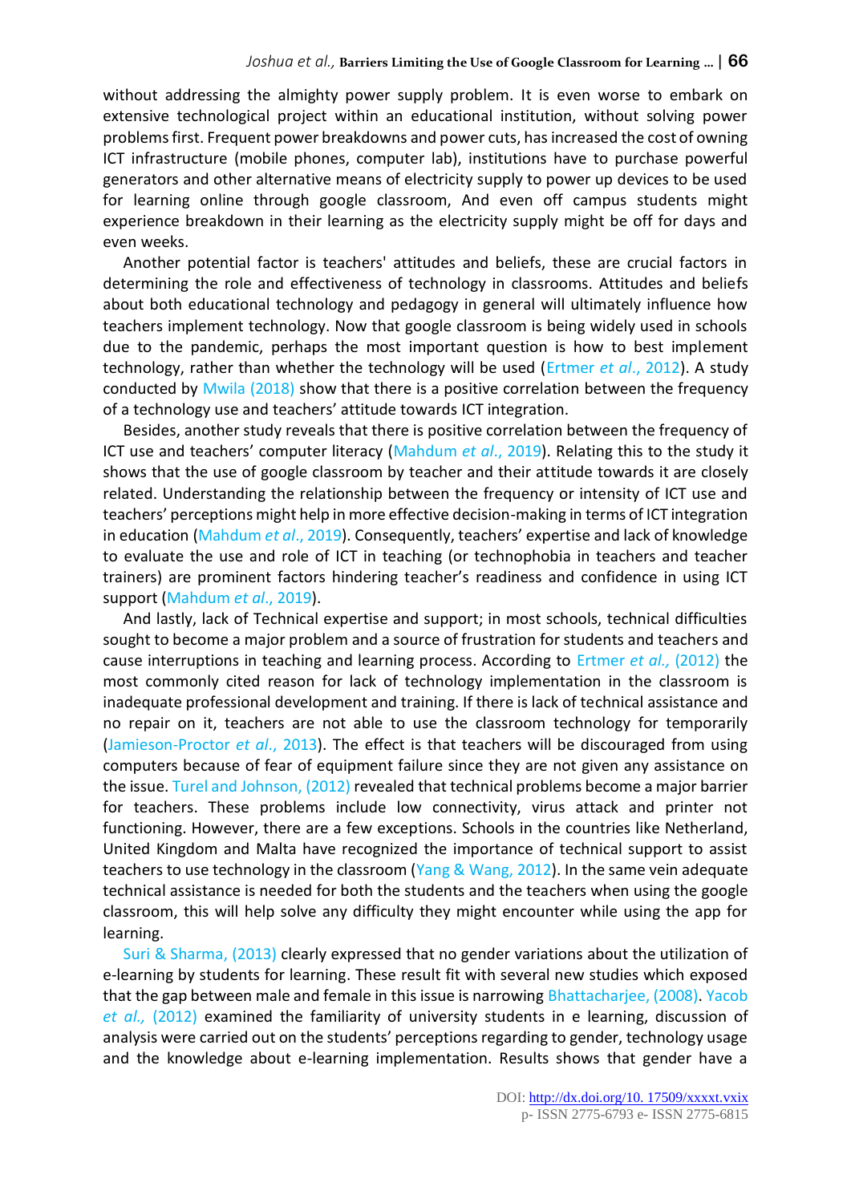without addressing the almighty power supply problem. It is even worse to embark on extensive technological project within an educational institution, without solving power problems first. Frequent power breakdowns and power cuts, has increased the cost of owning ICT infrastructure (mobile phones, computer lab), institutions have to purchase powerful generators and other alternative means of electricity supply to power up devices to be used for learning online through google classroom, And even off campus students might experience breakdown in their learning as the electricity supply might be off for days and even weeks.

Another potential factor is teachers' attitudes and beliefs, these are crucial factors in determining the role and effectiveness of technology in classrooms. Attitudes and beliefs about both educational technology and pedagogy in general will ultimately influence how teachers implement technology. Now that google classroom is being widely used in schools due to the pandemic, perhaps the most important question is how to best implement technology, rather than whether the technology will be used (Ertmer *et al*., 2012). A study conducted by Mwila (2018) show that there is a positive correlation between the frequency of a technology use and teachers' attitude towards ICT integration.

Besides, another study reveals that there is positive correlation between the frequency of ICT use and teachers' computer literacy (Mahdum *et al*., 2019). Relating this to the study it shows that the use of google classroom by teacher and their attitude towards it are closely related. Understanding the relationship between the frequency or intensity of ICT use and teachers' perceptions might help in more effective decision-making in terms of ICT integration in education (Mahdum *et al*., 2019). Consequently, teachers' expertise and lack of knowledge to evaluate the use and role of ICT in teaching (or technophobia in teachers and teacher trainers) are prominent factors hindering teacher's readiness and confidence in using ICT support (Mahdum *et al*., 2019).

And lastly, lack of Technical expertise and support; in most schools, technical difficulties sought to become a major problem and a source of frustration for students and teachers and cause interruptions in teaching and learning process. According to Ertmer *et al.,* (2012) the most commonly cited reason for lack of technology implementation in the classroom is inadequate professional development and training. If there is lack of technical assistance and no repair on it, teachers are not able to use the classroom technology for temporarily (Jamieson-Proctor *et al*., 2013). The effect is that teachers will be discouraged from using computers because of fear of equipment failure since they are not given any assistance on the issue. Turel and Johnson, (2012) revealed that technical problems become a major barrier for teachers. These problems include low connectivity, virus attack and printer not functioning. However, there are a few exceptions. Schools in the countries like Netherland, United Kingdom and Malta have recognized the importance of technical support to assist teachers to use technology in the classroom (Yang & Wang, 2012). In the same vein adequate technical assistance is needed for both the students and the teachers when using the google classroom, this will help solve any difficulty they might encounter while using the app for learning.

Suri & Sharma, (2013) clearly expressed that no gender variations about the utilization of e-learning by students for learning. These result fit with several new studies which exposed that the gap between male and female in this issue is narrowing Bhattacharjee, (2008). Yacob *et al.,* (2012) examined the familiarity of university students in e learning, discussion of analysis were carried out on the students' perceptions regarding to gender, technology usage and the knowledge about e-learning implementation. Results shows that gender have a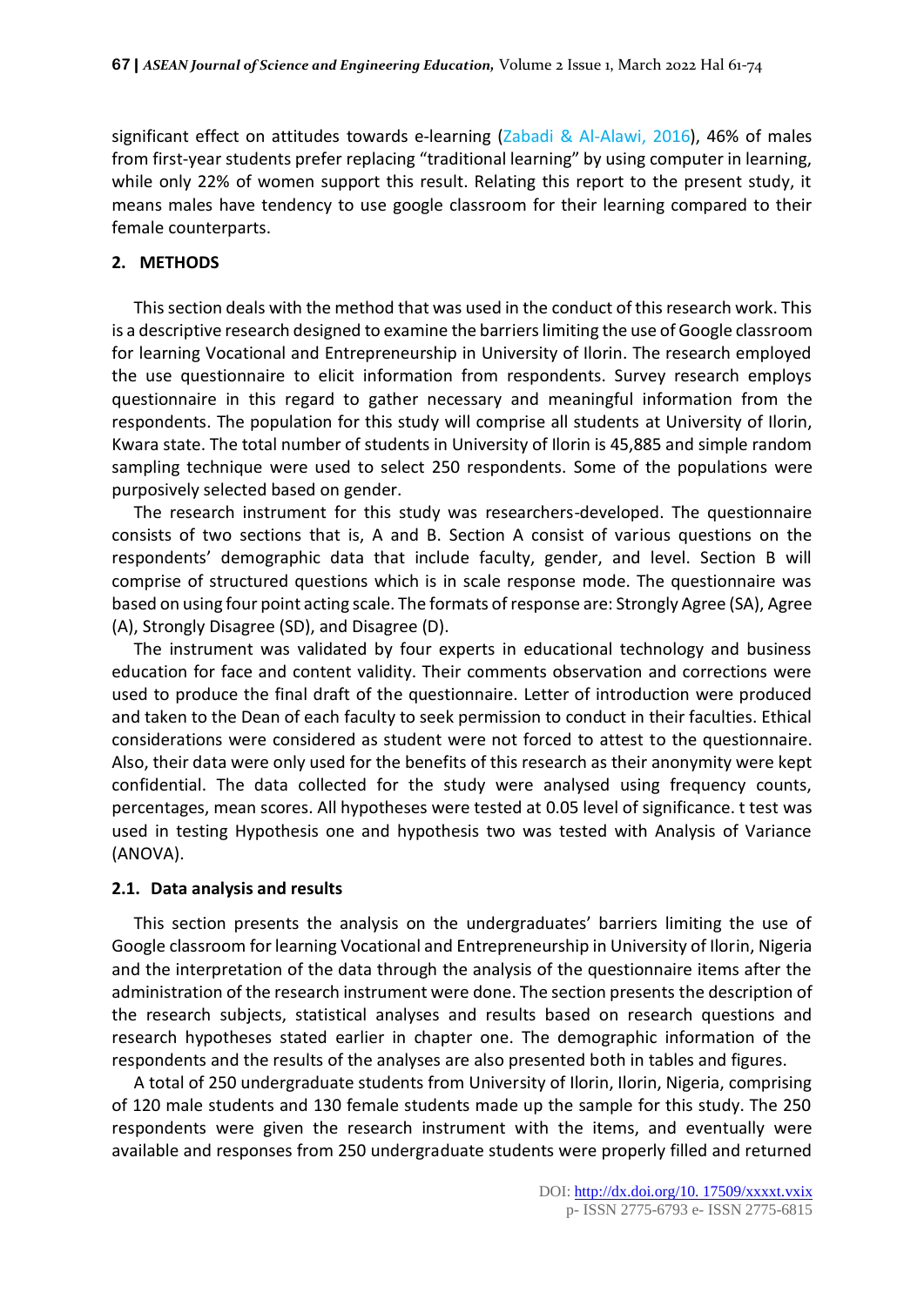significant effect on attitudes towards e-learning (Zabadi & Al-Alawi, 2016), 46% of males from first-year students prefer replacing "traditional learning" by using computer in learning, while only 22% of women support this result. Relating this report to the present study, it means males have tendency to use google classroom for their learning compared to their female counterparts.

## 2. METHODS

This section deals with the method that was used in the conduct of this research work. This is a descriptive research designed to examine the barriers limiting the use of Google classroom for learning Vocational and Entrepreneurship in University of Ilorin. The research employed the use questionnaire to elicit information from respondents. Survey research employs questionnaire in this regard to gather necessary and meaningful information from the respondents. The population for this study will comprise all students at University of Ilorin, Kwara state. The total number of students in University of Ilorin is 45,885 and simple random sampling technique were used to select 250 respondents. Some of the populations were purposively selected based on gender.

The research instrument for this study was researchers-developed. The questionnaire consists of two sections that is, A and B. Section A consist of various questions on the respondents' demographic data that include faculty, gender, and level. Section B will comprise of structured questions which is in scale response mode. The questionnaire was based on using four point acting scale. The formats of response are: Strongly Agree (SA), Agree (A), Strongly Disagree (SD), and Disagree (D).

The instrument was validated by four experts in educational technology and business education for face and content validity. Their comments observation and corrections were used to produce the final draft of the questionnaire. Letter of introduction were produced and taken to the Dean of each faculty to seek permission to conduct in their faculties. Ethical considerations were considered as student were not forced to attest to the questionnaire. Also, their data were only used for the benefits of this research as their anonymity were kept confidential. The data collected for the study were analysed using frequency counts, percentages, mean scores. All hypotheses were tested at 0.05 level of significance. t test was used in testing Hypothesis one and hypothesis two was tested with Analysis of Variance (ANOVA).

### 2.1. Data analysis and results

This section presents the analysis on the undergraduates' barriers limiting the use of Google classroom for learning Vocational and Entrepreneurship in University of Ilorin, Nigeria and the interpretation of the data through the analysis of the questionnaire items after the administration of the research instrument were done. The section presents the description of the research subjects, statistical analyses and results based on research questions and research hypotheses stated earlier in chapter one. The demographic information of the respondents and the results of the analyses are also presented both in tables and figures.

A total of 250 undergraduate students from University of Ilorin, Ilorin, Nigeria, comprising of 120 male students and 130 female students made up the sample for this study. The 250 respondents were given the research instrument with the items, and eventually were available and responses from 250 undergraduate students were properly filled and returned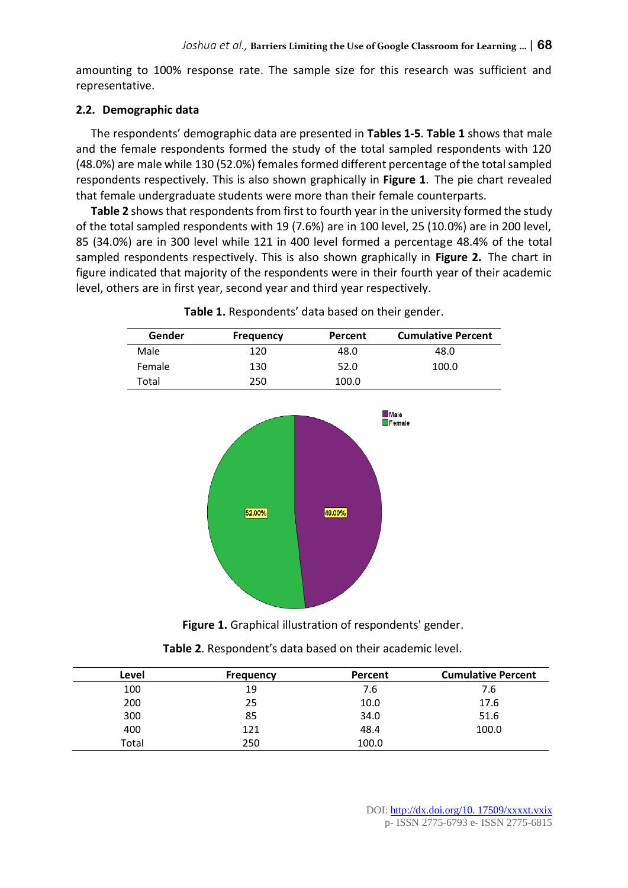amounting to 100% response rate. The sample size for this research was sufficient and representative.

### 2.2. Demographic data

The respondents' demographic data are presented in **Tables 1-5**. **Table 1** shows that male and the female respondents formed the study of the total sampled respondents with 120 (48.0%) are male while 130 (52.0%) females formed different percentage of the total sampled respondents respectively. This is also shown graphically in **Figure 1**. The pie chart revealed that female undergraduate students were more than their female counterparts.

**Table 2** shows that respondents from first to fourth year in the university formed the study of the total sampled respondents with 19 (7.6%) are in 100 level, 25 (10.0%) are in 200 level, 85 (34.0%) are in 300 level while 121 in 400 level formed a percentage 48.4% of the total sampled respondents respectively. This is also shown graphically in **Figure 2.** The chart in figure indicated that majority of the respondents were in their fourth year of their academic level, others are in first year, second year and third year respectively.

**Table 1.** Respondents' data based on their gender.

| Gender | Frequency | Percent | Cumulative Percent |
|---|---|---|---|
| Male | 120 | 48.0 | 48.0 |
| Female | 130 | 52.0 | 100.0 |
| Total | 250 | 100.0 | |

**Figure 1.** Graphical illustration of respondents' gender.

**Table 2**. Respondent's data based on their academic level.

| Level | Frequency | Percent | Cumulative Percent |
|---|---|---|---|
| 100 | 19 | 7.6 | 7.6 |
| 200 | 25 | 10.0 | 17.6 |
| 300 | 85 | 34.0 | 51.6 |
| 400 | 121 | 48.4 | 100.0 |
| Total | 250 | 100.0 | |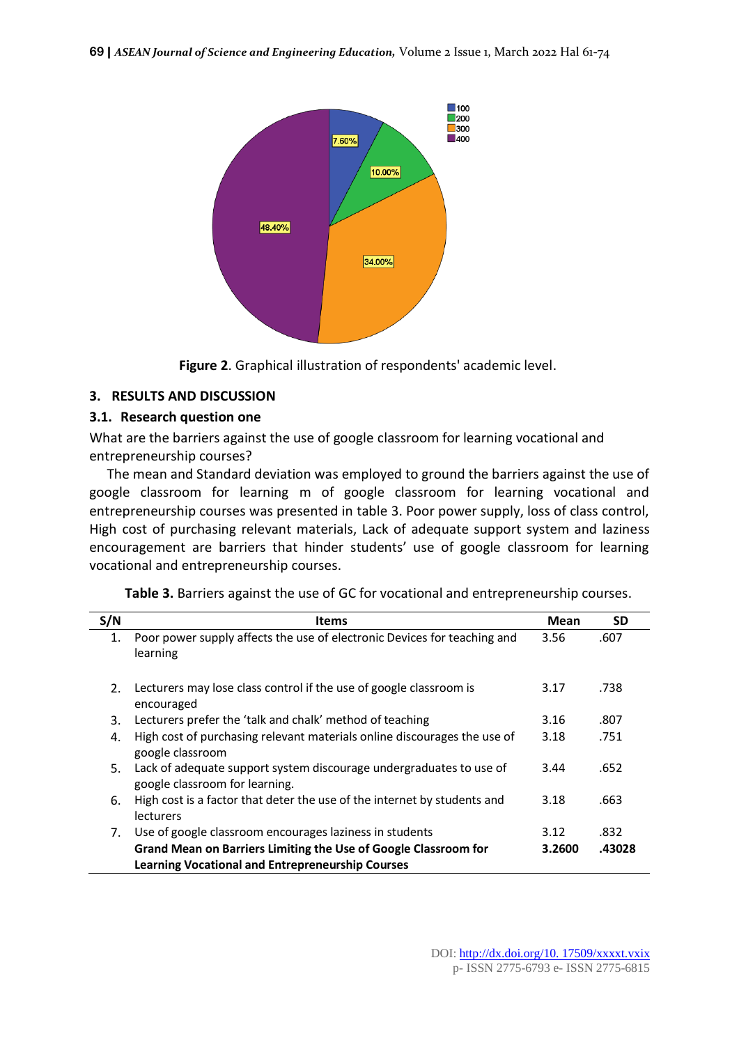**Figure 2**. Graphical illustration of respondents' academic level.

## 3. RESULTS AND DISCUSSION

### 3.1. Research question one

What are the barriers against the use of google classroom for learning vocational and entrepreneurship courses?

The mean and Standard deviation was employed to ground the barriers against the use of google classroom for learning m of google classroom for learning vocational and entrepreneurship courses was presented in table 3. Poor power supply, loss of class control, High cost of purchasing relevant materials, Lack of adequate support system and laziness encouragement are barriers that hinder students' use of google classroom for learning vocational and entrepreneurship courses.

**Table 3.** Barriers against the use of GC for vocational and entrepreneurship courses.

| S/N | Items | Mean | SD |
|---|---|---|---|
| 1. | Poor power supply affects the use of electronic Devices for teaching and learning | 3.56 | .607 |
| 2. | Lecturers may lose class control if the use of google classroom is encouraged | 3.17 | .738 |
| 3. | Lecturers prefer the 'talk and chalk' method of teaching | 3.16 | .807 |
| 4. | High cost of purchasing relevant materials online discourages the use of google classroom | 3.18 | .751 |
| 5. | Lack of adequate support system discourage undergraduates to use of google classroom for learning. | 3.44 | .652 |
| 6. | High cost is a factor that deter the use of the internet by students and lecturers | 3.18 | .663 |
| 7. | Use of google classroom encourages laziness in students | 3.12 | .832 |
| | **Grand Mean on Barriers Limiting the Use of Google Classroom for Learning Vocational and Entrepreneurship Courses** | **3.2600** | **.43028** |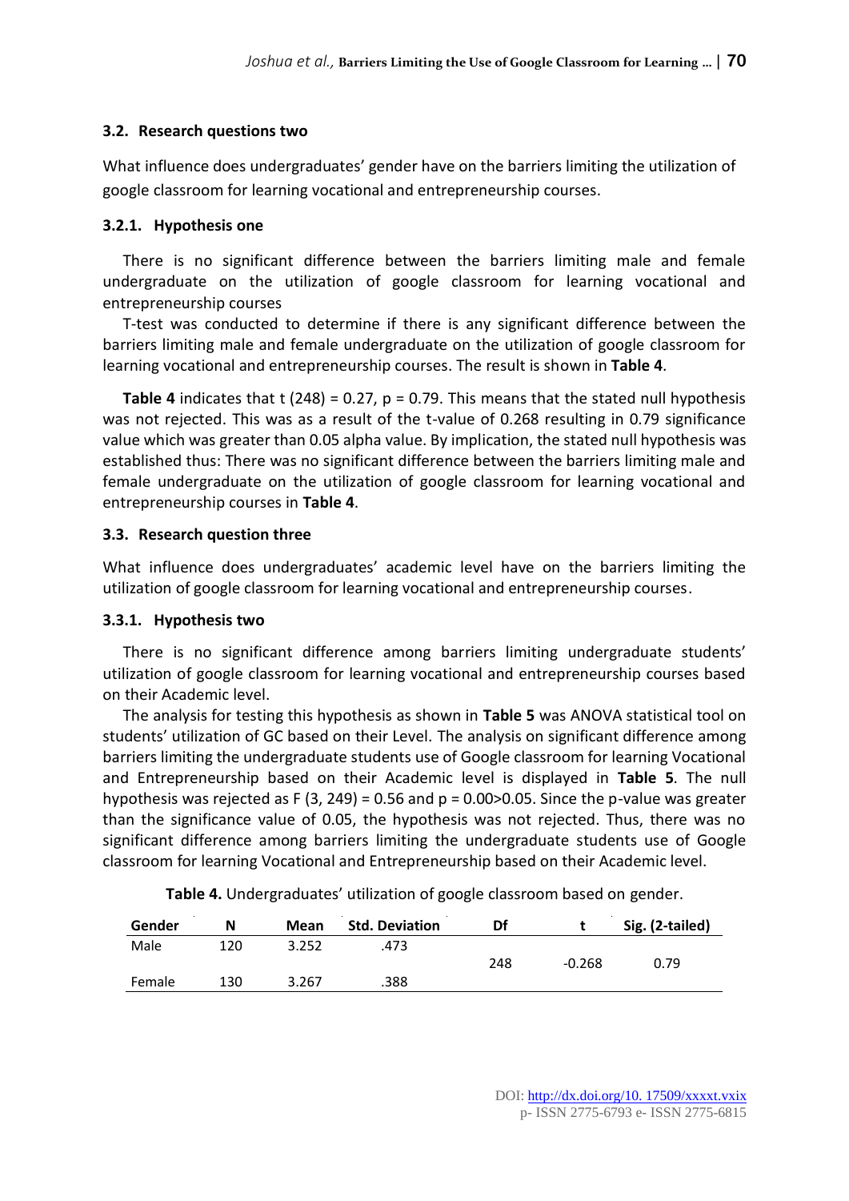### 3.2. Research questions two

What influence does undergraduates' gender have on the barriers limiting the utilization of google classroom for learning vocational and entrepreneurship courses.

#### 3.2.1. Hypothesis one

There is no significant difference between the barriers limiting male and female undergraduate on the utilization of google classroom for learning vocational and entrepreneurship courses

T-test was conducted to determine if there is any significant difference between the barriers limiting male and female undergraduate on the utilization of google classroom for learning vocational and entrepreneurship courses. The result is shown in **Table 4**.

**Table 4** indicates that $t(248) = 0.27$, $p = 0.79$. This means that the stated null hypothesis was not rejected. This was as a result of the t-value of 0.268 resulting in 0.79 significance value which was greater than 0.05 alpha value. By implication, the stated null hypothesis was established thus: There was no significant difference between the barriers limiting male and female undergraduate on the utilization of google classroom for learning vocational and entrepreneurship courses in **Table 4**.

### 3.3. Research question three

What influence does undergraduates' academic level have on the barriers limiting the utilization of google classroom for learning vocational and entrepreneurship courses.

#### 3.3.1. Hypothesis two

There is no significant difference among barriers limiting undergraduate students' utilization of google classroom for learning vocational and entrepreneurship courses based on their Academic level.

The analysis for testing this hypothesis as shown in **Table 5** was ANOVA statistical tool on students' utilization of GC based on their Level. The analysis on significant difference among barriers limiting the undergraduate students use of Google classroom for learning Vocational and Entrepreneurship based on their Academic level is displayed in **Table 5**. The null hypothesis was rejected as $F(3, 249) = 0.56$ and $p = 0.00 > 0.05$. Since the p-value was greater than the significance value of 0.05, the hypothesis was not rejected. Thus, there was no significant difference among barriers limiting the undergraduate students use of Google classroom for learning Vocational and Entrepreneurship based on their Academic level.

**Table 4.** Undergraduates' utilization of google classroom based on gender.

| Gender | N | Mean | Std. Deviation | Df | t | Sig. (2-tailed) |
|---|---|---|---|---|---|---|
| Male | 120 | 3.252 | .473 | 248 | -0.268 | 0.79 |
| Female | 130 | 3.267 | .388 | | | |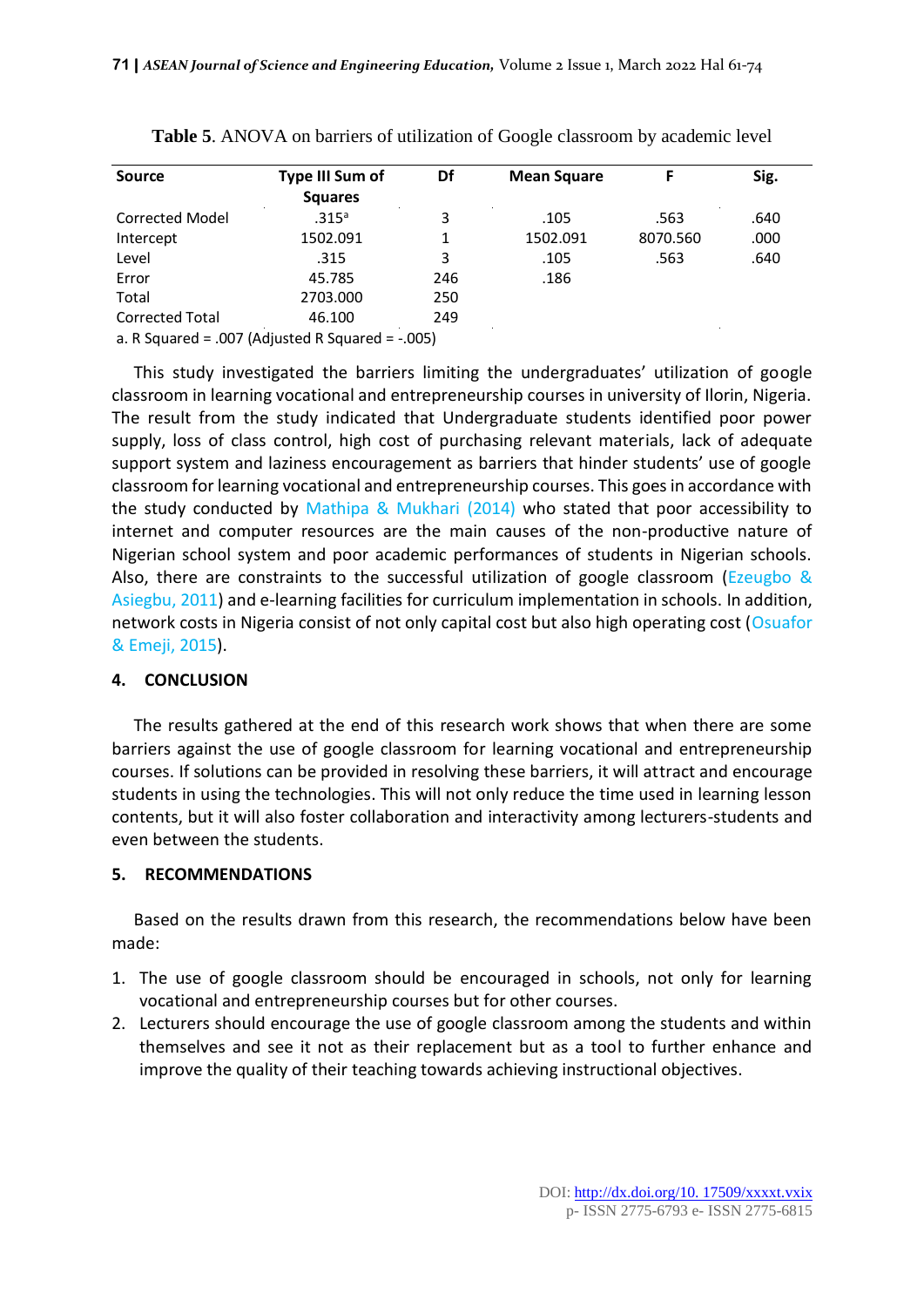**Table 5**. ANOVA on barriers of utilization of Google classroom by academic level

| Source | Type III Sum of Squares | Df | Mean Square | F | Sig. |
|---|---|---|---|---|---|
| Corrected Model | .315[a] | 3 | .105 | .563 | .640 |
| Intercept | 1502.091 | 1 | 1502.091 | 8070.560 | .000 |
| Level | .315 | 3 | .105 | .563 | .640 |
| Error | 45.785 | 246 | .186 | | |
| Total | 2703.000 | 250 | | | |
| Corrected Total | 46.100 | 249 | | | |

a. R Squared = .007 (Adjusted R Squared = -.005)

This study investigated the barriers limiting the undergraduates' utilization of google classroom in learning vocational and entrepreneurship courses in university of Ilorin, Nigeria. The result from the study indicated that Undergraduate students identified poor power supply, loss of class control, high cost of purchasing relevant materials, lack of adequate support system and laziness encouragement as barriers that hinder students' use of google classroom for learning vocational and entrepreneurship courses. This goes in accordance with the study conducted by Mathipa & Mukhari (2014) who stated that poor accessibility to internet and computer resources are the main causes of the non-productive nature of Nigerian school system and poor academic performances of students in Nigerian schools. Also, there are constraints to the successful utilization of google classroom (Ezeugbo & Asiegbu, 2011) and e-learning facilities for curriculum implementation in schools. In addition, network costs in Nigeria consist of not only capital cost but also high operating cost (Osuafor & Emeji, 2015).

## 4. CONCLUSION

The results gathered at the end of this research work shows that when there are some barriers against the use of google classroom for learning vocational and entrepreneurship courses. If solutions can be provided in resolving these barriers, it will attract and encourage students in using the technologies. This will not only reduce the time used in learning lesson contents, but it will also foster collaboration and interactivity among lecturers-students and even between the students.

## 5. RECOMMENDATIONS

Based on the results drawn from this research, the recommendations below have been made:

1. The use of google classroom should be encouraged in schools, not only for learning vocational and entrepreneurship courses but for other courses.
2. Lecturers should encourage the use of google classroom among the students and within themselves and see it not as their replacement but as a tool to further enhance and improve the quality of their teaching towards achieving instructional objectives.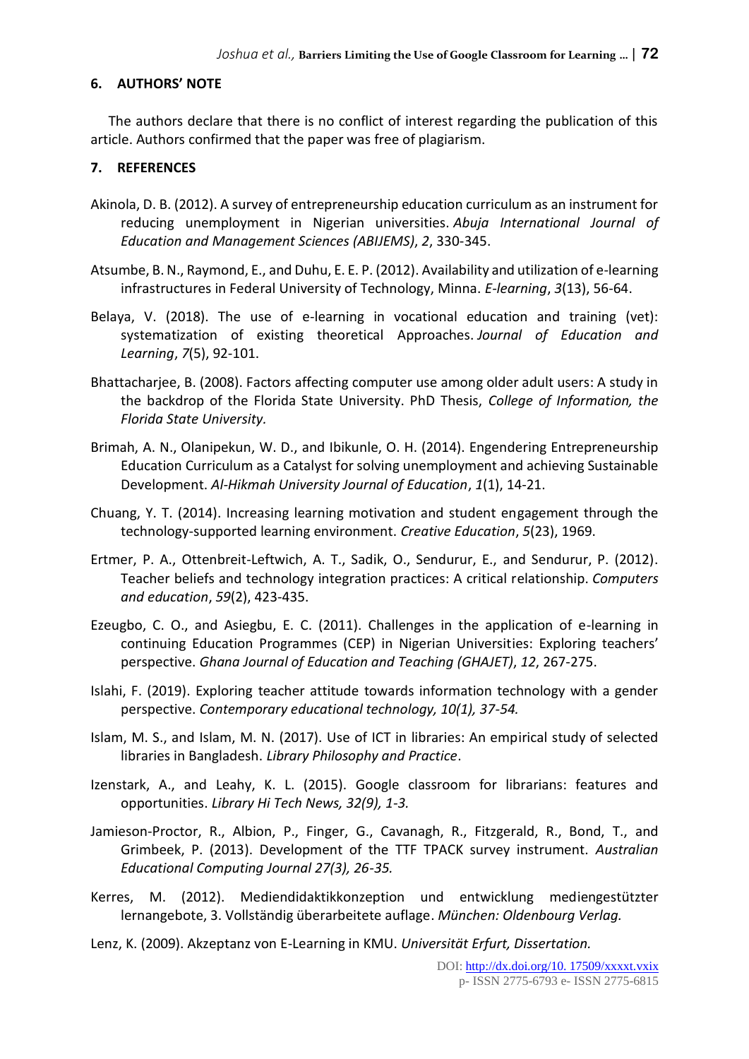## 6. AUTHORS' NOTE

The authors declare that there is no conflict of interest regarding the publication of this article. Authors confirmed that the paper was free of plagiarism.

## 7. REFERENCES

Akinola, D. B. (2012). A survey of entrepreneurship education curriculum as an instrument for reducing unemployment in Nigerian universities. *Abuja International Journal of Education and Management Sciences (ABIJEMS)*, *2*, 330-345.

Atsumbe, B. N., Raymond, E., and Duhu, E. E. P. (2012). Availability and utilization of e-learning infrastructures in Federal University of Technology, Minna. *E-learning*, *3*(13), 56-64.

Belaya, V. (2018). The use of e-learning in vocational education and training (vet): systematization of existing theoretical Approaches. *Journal of Education and Learning*, *7*(5), 92-101.

Bhattacharjee, B. (2008). Factors affecting computer use among older adult users: A study in the backdrop of the Florida State University. PhD Thesis, *College of Information, the Florida State University.*

Brimah, A. N., Olanipekun, W. D., and Ibikunle, O. H. (2014). Engendering Entrepreneurship Education Curriculum as a Catalyst for solving unemployment and achieving Sustainable Development. *Al-Hikmah University Journal of Education*, *1*(1), 14-21.

Chuang, Y. T. (2014). Increasing learning motivation and student engagement through the technology-supported learning environment. *Creative Education*, *5*(23), 1969.

Ertmer, P. A., Ottenbreit-Leftwich, A. T., Sadik, O., Sendurur, E., and Sendurur, P. (2012). Teacher beliefs and technology integration practices: A critical relationship. *Computers and education*, *59*(2), 423-435.

Ezeugbo, C. O., and Asiegbu, E. C. (2011). Challenges in the application of e-learning in continuing Education Programmes (CEP) in Nigerian Universities: Exploring teachers' perspective. *Ghana Journal of Education and Teaching (GHAJET)*, *12*, 267-275.

Islahi, F. (2019). Exploring teacher attitude towards information technology with a gender perspective. *Contemporary educational technology, 10(1), 37-54.*

Islam, M. S., and Islam, M. N. (2017). Use of ICT in libraries: An empirical study of selected libraries in Bangladesh. *Library Philosophy and Practice*.

Izenstark, A., and Leahy, K. L. (2015). Google classroom for librarians: features and opportunities. *Library Hi Tech News, 32(9), 1-3.*

Jamieson-Proctor, R., Albion, P., Finger, G., Cavanagh, R., Fitzgerald, R., Bond, T., and Grimbeek, P. (2013). Development of the TTF TPACK survey instrument. *Australian Educational Computing Journal 27(3), 26-35.*

Kerres, M. (2012). Mediendidaktikkonzeption und entwicklung mediengestützter lernangebote, 3. Vollständig überarbeitete auflage. *München: Oldenbourg Verlag.*

Lenz, K. (2009). Akzeptanz von E-Learning in KMU. *Universität Erfurt, Dissertation.*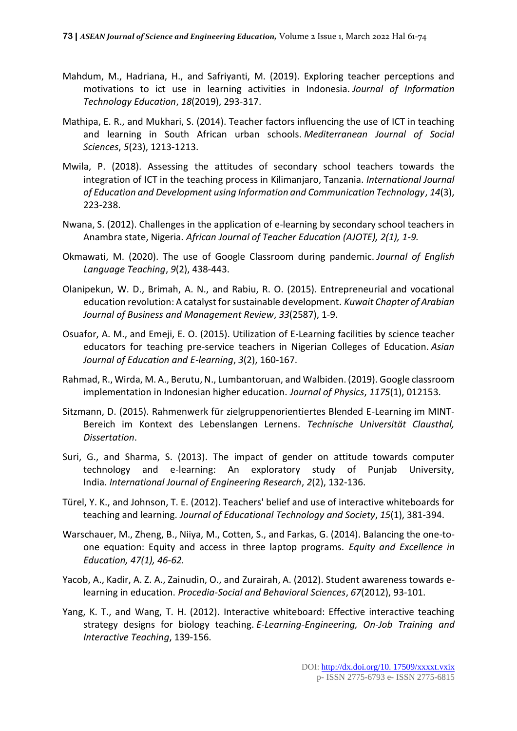Mahdum, M., Hadriana, H., and Safriyanti, M. (2019). Exploring teacher perceptions and motivations to ict use in learning activities in Indonesia. *Journal of Information Technology Education*, *18*(2019), 293-317.

Mathipa, E. R., and Mukhari, S. (2014). Teacher factors influencing the use of ICT in teaching and learning in South African urban schools. *Mediterranean Journal of Social Sciences*, *5*(23), 1213-1213.

Mwila, P. (2018). Assessing the attitudes of secondary school teachers towards the integration of ICT in the teaching process in Kilimanjaro, Tanzania. *International Journal of Education and Development using Information and Communication Technology*, *14*(3), 223-238.

Nwana, S. (2012). Challenges in the application of e-learning by secondary school teachers in Anambra state, Nigeria. *African Journal of Teacher Education (AJOTE), 2(1), 1-9.*

Okmawati, M. (2020). The use of Google Classroom during pandemic. *Journal of English Language Teaching*, *9*(2), 438-443.

Olanipekun, W. D., Brimah, A. N., and Rabiu, R. O. (2015). Entrepreneurial and vocational education revolution: A catalyst for sustainable development. *Kuwait Chapter of Arabian Journal of Business and Management Review*, *33*(2587), 1-9.

Osuafor, A. M., and Emeji, E. O. (2015). Utilization of E-Learning facilities by science teacher educators for teaching pre-service teachers in Nigerian Colleges of Education. *Asian Journal of Education and E-learning*, *3*(2), 160-167.

Rahmad, R., Wirda, M. A., Berutu, N., Lumbantoruan, and Walbiden. (2019). Google classroom implementation in Indonesian higher education. *Journal of Physics*, *1175*(1), 012153.

Sitzmann, D. (2015). Rahmenwerk für zielgruppenorientiertes Blended E-Learning im MINT-Bereich im Kontext des Lebenslangen Lernens. *Technische Universität Clausthal, Dissertation*.

Suri, G., and Sharma, S. (2013). The impact of gender on attitude towards computer technology and e-learning: An exploratory study of Punjab University, India. *International Journal of Engineering Research*, *2*(2), 132-136.

Türel, Y. K., and Johnson, T. E. (2012). Teachers' belief and use of interactive whiteboards for teaching and learning. *Journal of Educational Technology and Society*, *15*(1), 381-394.

Warschauer, M., Zheng, B., Niiya, M., Cotten, S., and Farkas, G. (2014). Balancing the one-to-one equation: Equity and access in three laptop programs. *Equity and Excellence in Education, 47(1), 46-62.*

Yacob, A., Kadir, A. Z. A., Zainudin, O., and Zurairah, A. (2012). Student awareness towards e-learning in education. *Procedia-Social and Behavioral Sciences*, *67*(2012), 93-101.

Yang, K. T., and Wang, T. H. (2012). Interactive whiteboard: Effective interactive teaching strategy designs for biology teaching. *E-Learning-Engineering, On-Job Training and Interactive Teaching*, 139-156.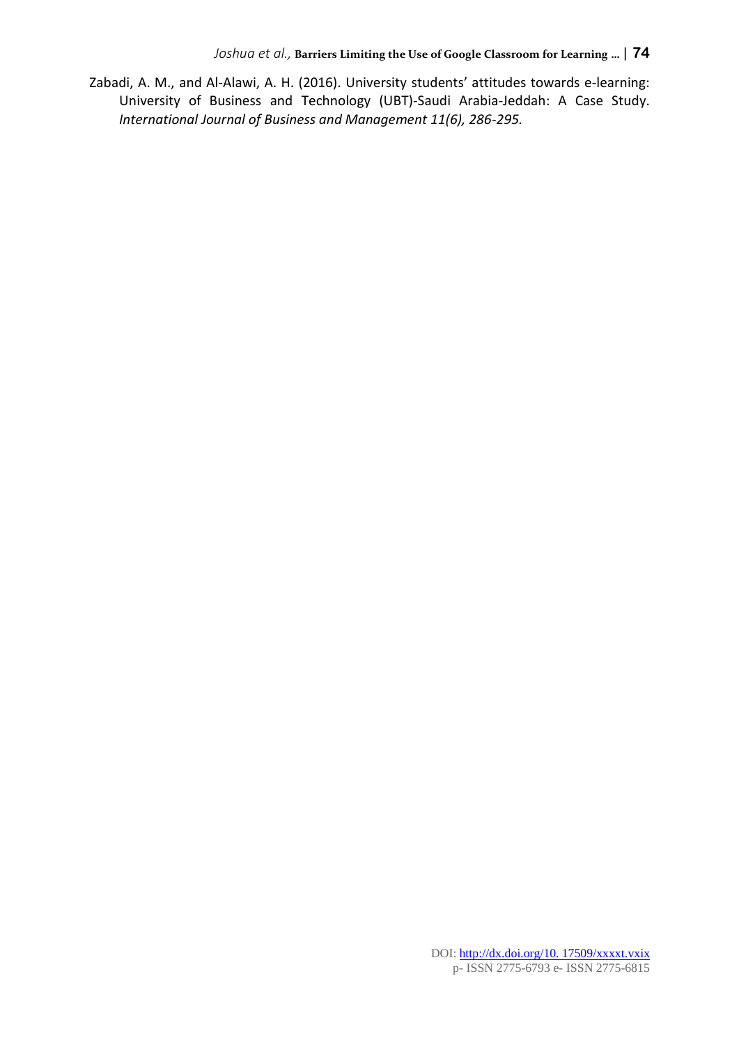Zabadi, A. M., and Al-Alawi, A. H. (2016). University students' attitudes towards e-learning: University of Business and Technology (UBT)-Saudi Arabia-Jeddah: A Case Study. *International Journal of Business and Management 11(6), 286-295.*